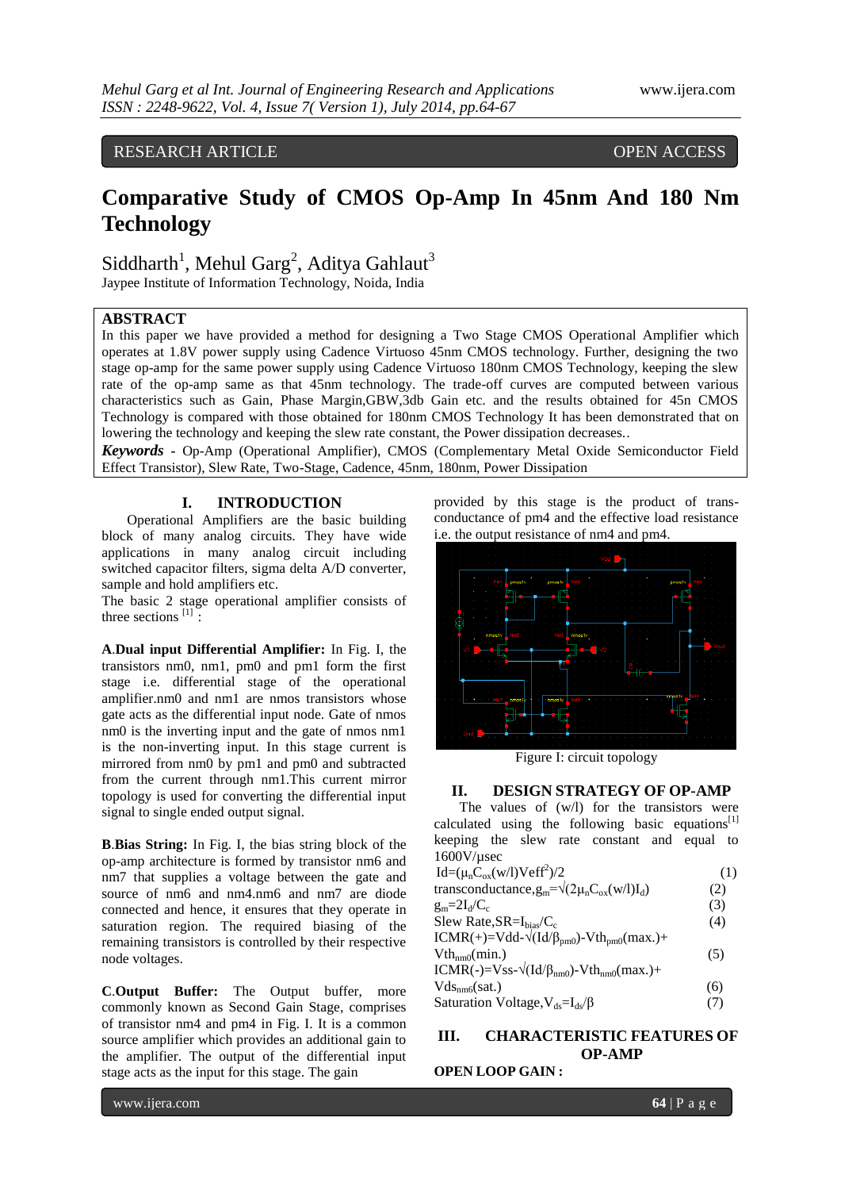RESEARCH ARTICLE OPEN ACCESS

# Comparative Study of CMOS Op-Amp In 45nm And 180 Nm Technology

Siddharth[1], Mehul Garg[2], Aditya Gahlaut[3]

Jaypee Institute of Information Technology, Noida, India

## ABSTRACT

In this paper we have provided a method for designing a Two Stage CMOS Operational Amplifier which operates at 1.8V power supply using Cadence Virtuoso 45nm CMOS technology. Further, designing the two stage op-amp for the same power supply using Cadence Virtuoso 180nm CMOS Technology, keeping the slew rate of the op-amp same as that 45nm technology. The trade-off curves are computed between various characteristics such as Gain, Phase Margin,GBW,3db Gain etc. and the results obtained for 45n CMOS Technology is compared with those obtained for 180nm CMOS Technology It has been demonstrated that on lowering the technology and keeping the slew rate constant, the Power dissipation decreases..

***Keywords*** - Op-Amp (Operational Amplifier), CMOS (Complementary Metal Oxide Semiconductor Field Effect Transistor), Slew Rate, Two-Stage, Cadence, 45nm, 180nm, Power Dissipation

## I. INTRODUCTION

Operational Amplifiers are the basic building block of many analog circuits. They have wide applications in many analog circuit including switched capacitor filters, sigma delta A/D converter, sample and hold amplifiers etc.

The basic 2 stage operational amplifier consists of three sections [1] :

**A**.**Dual input Differential Amplifier:** In Fig. I, the transistors nm0, nm1, pm0 and pm1 form the first stage i.e. differential stage of the operational amplifier.nm0 and nm1 are nmos transistors whose gate acts as the differential input node. Gate of nmos nm0 is the inverting input and the gate of nmos nm1 is the non-inverting input. In this stage current is mirrored from nm0 by pm1 and pm0 and subtracted from the current through nm1.This current mirror topology is used for converting the differential input signal to single ended output signal.

**B**.**Bias String:** In Fig. I, the bias string block of the op-amp architecture is formed by transistor nm6 and nm7 that supplies a voltage between the gate and source of nm6 and nm4.nm6 and nm7 are diode connected and hence, it ensures that they operate in saturation region. The required biasing of the remaining transistors is controlled by their respective node voltages.

**C**.**Output Buffer:** The Output buffer, more commonly known as Second Gain Stage, comprises of transistor nm4 and pm4 in Fig. I. It is a common source amplifier which provides an additional gain to the amplifier. The output of the differential input stage acts as the input for this stage. The gain provided by this stage is the product of trans-conductance of pm4 and the effective load resistance i.e. the output resistance of nm4 and pm4.

Figure I: circuit topology

## II. DESIGN STRATEGY OF OP-AMP

The values of (w/l) for the transistors were calculated using the following basic equations[1] keeping the slew rate constant and equal to 1600V/µsec

$I_d=(\mu_n C_{ox}(w/l)V_{eff}^2)/2$ (1)

transconductance, $g_m=\sqrt{(2\mu_n C_{ox}(w/l)I_d)}$ (2)

$g_m=2I_d/C_c$ (3)

Slew Rate, $SR=I_{bias}/C_c$ (4)

$ICMR(+)=Vdd-\sqrt{(I_d/\beta_{pm0})}-Vth_{pm0}(max.)+Vth_{nm0}(min.)$ (5)

$ICMR(-)=Vss-\sqrt{(I_d/\beta_{nm0})}-Vth_{nm0}(max.)+Vds_{nm6}(sat.)$ (6)

Saturation Voltage, $V_{ds}=I_{ds}/\beta$ (7)

## III. CHARACTERISTIC FEATURES OF OP-AMP

**OPEN LOOP GAIN :**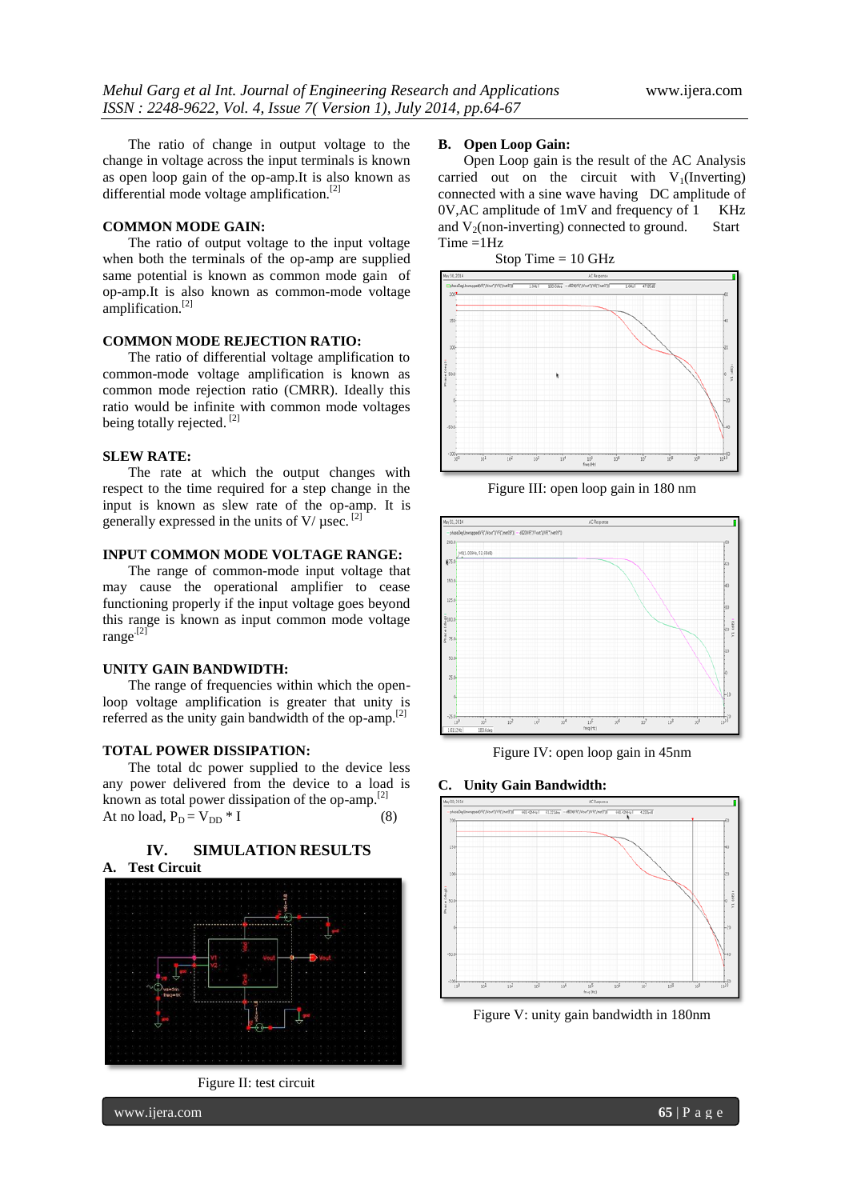The ratio of change in output voltage to the change in voltage across the input terminals is known as open loop gain of the op-amp.It is also known as differential mode voltage amplification.[2]

### COMMON MODE GAIN:

The ratio of output voltage to the input voltage when both the terminals of the op-amp are supplied same potential is known as common mode gain of op-amp.It is also known as common-mode voltage amplification.[2]

### COMMON MODE REJECTION RATIO:

The ratio of differential voltage amplification to common-mode voltage amplification is known as common mode rejection ratio (CMRR). Ideally this ratio would be infinite with common mode voltages being totally rejected. [2]

### SLEW RATE:

The rate at which the output changes with respect to the time required for a step change in the input is known as slew rate of the op-amp. It is generally expressed in the units of V/ µsec. [2]

### INPUT COMMON MODE VOLTAGE RANGE:

The range of common-mode input voltage that may cause the operational amplifier to cease functioning properly if the input voltage goes beyond this range is known as input common mode voltage range[2]

### UNITY GAIN BANDWIDTH:

The range of frequencies within which the open-loop voltage amplification is greater that unity is referred as the unity gain bandwidth of the op-amp.[2]

### TOTAL POWER DISSIPATION:

The total dc power supplied to the device less any power delivered from the device to a load is known as total power dissipation of the op-amp.[2]

At no load, $P_D = V_{DD} * I$ (8)

## IV. SIMULATION RESULTS

### A. Test Circuit

Figure II: test circuit

### B. Open Loop Gain:

Open Loop gain is the result of the AC Analysis carried out on the circuit with $V_1$(Inverting) connected with a sine wave having DC amplitude of 0V,AC amplitude of 1mV and frequency of 1 KHz and $V_2$(non-inverting) connected to ground. Start Time =1Hz

Stop Time = 10 GHz

Figure III: open loop gain in 180 nm

Figure IV: open loop gain in 45nm

### C. Unity Gain Bandwidth:

Figure V: unity gain bandwidth in 180nm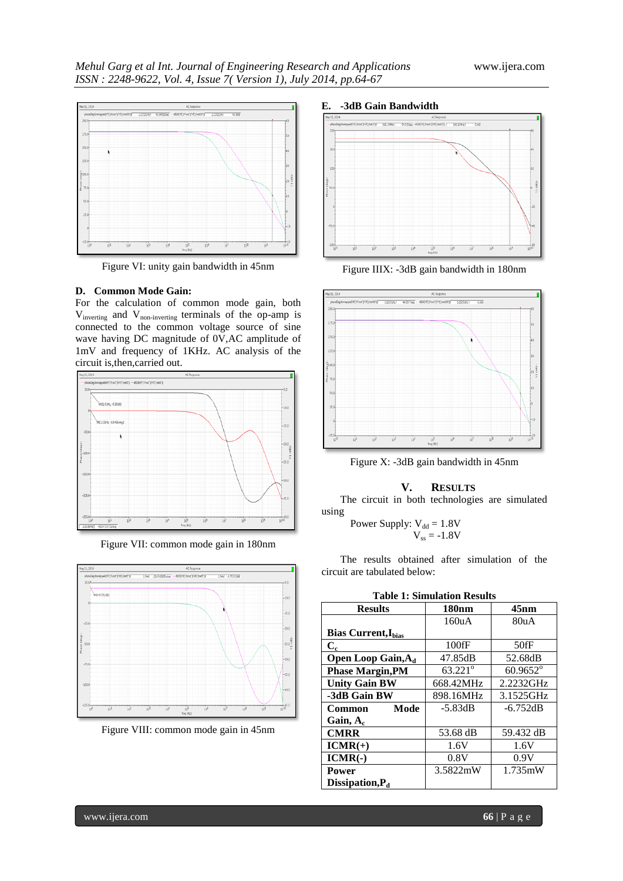Figure VI: unity gain bandwidth in 45nm

### D. Common Mode Gain:

For the calculation of common mode gain, both $V_{inverting}$ and $V_{non\text{-}inverting}$ terminals of the op-amp is connected to the common voltage source of sine wave having DC magnitude of 0V,AC amplitude of 1mV and frequency of 1KHz. AC analysis of the circuit is,then,carried out.

Figure VII: common mode gain in 180nm

Figure VIII: common mode gain in 45nm

### E. -3dB Gain Bandwidth

Figure IIIX: -3dB gain bandwidth in 180nm

Figure X: -3dB gain bandwidth in 45nm

## V. RESULTS

The circuit in both technologies are simulated using

Power Supply: $V_{dd} = 1.8V$
$V_{ss} = -1.8V$

The results obtained after simulation of the circuit are tabulated below:

**Table 1: Simulation Results**

| Results | 180nm | 45nm |
|---|---|---|
| **Bias Current,$I_{bias}$** | 160uA | 80uA |
| **$C_c$** | 100fF | 50fF |
| **Open Loop Gain,$A_d$** | 47.85dB | 52.68dB |
| **Phase Margin,PM** | 63.221° | 60.9652° |
| **Unity Gain BW** | 668.42MHz | 2.2232GHz |
| **-3dB Gain BW** | 898.16MHz | 3.1525GHz |
| **Common Mode Gain, $A_c$** | -5.83dB | -6.752dB |
| **CMRR** | 53.68 dB | 59.432 dB |
| **ICMR(+)** | 1.6V | 1.6V |
| **ICMR(-)** | 0.8V | 0.9V |
| **Power Dissipation,$P_d$** | 3.5822mW | 1.735mW |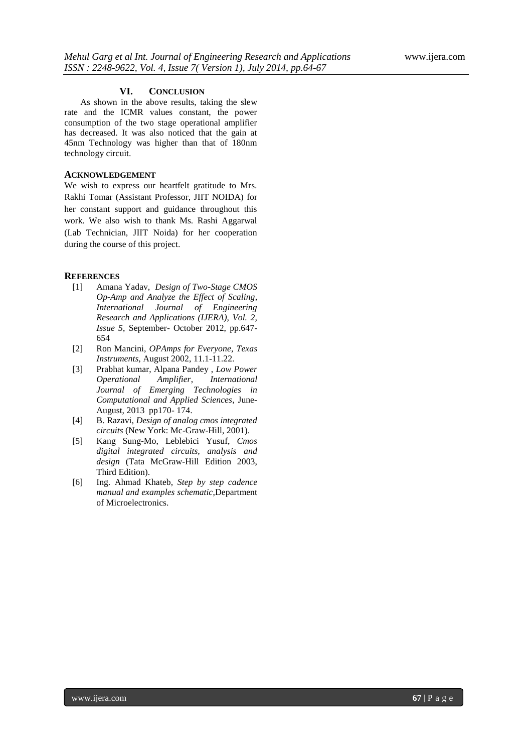## VI. CONCLUSION

As shown in the above results, taking the slew rate and the ICMR values constant, the power consumption of the two stage operational amplifier has decreased. It was also noticed that the gain at 45nm Technology was higher than that of 180nm technology circuit.

## ACKNOWLEDGEMENT

We wish to express our heartfelt gratitude to Mrs. Rakhi Tomar (Assistant Professor, JIIT NOIDA) for her constant support and guidance throughout this work. We also wish to thank Ms. Rashi Aggarwal (Lab Technician, JIIT Noida) for her cooperation during the course of this project.

## REFERENCES

[1] Amana Yadav, *Design of Two-Stage CMOS Op-Amp and Analyze the Effect of Scaling, International Journal of Engineering Research and Applications (IJERA), Vol. 2, Issue 5*, September- October 2012, pp.647-654

[2] Ron Mancini, *OPAmps for Everyone, Texas Instruments,* August 2002, 11.1-11.22.

[3] Prabhat kumar, Alpana Pandey , *Low Power Operational Amplifier, International Journal of Emerging Technologies in Computational and Applied Sciences*, June-August, 2013 pp170- 174.

[4] B. Razavi, *Design of analog cmos integrated circuits* (New York: Mc-Graw-Hill, 2001).

[5] Kang Sung-Mo, Leblebici Yusuf, *Cmos digital integrated circuits, analysis and design* (Tata McGraw-Hill Edition 2003, Third Edition).

[6] Ing. Ahmad Khateb, *Step by step cadence manual and examples schematic*,Department of Microelectronics.